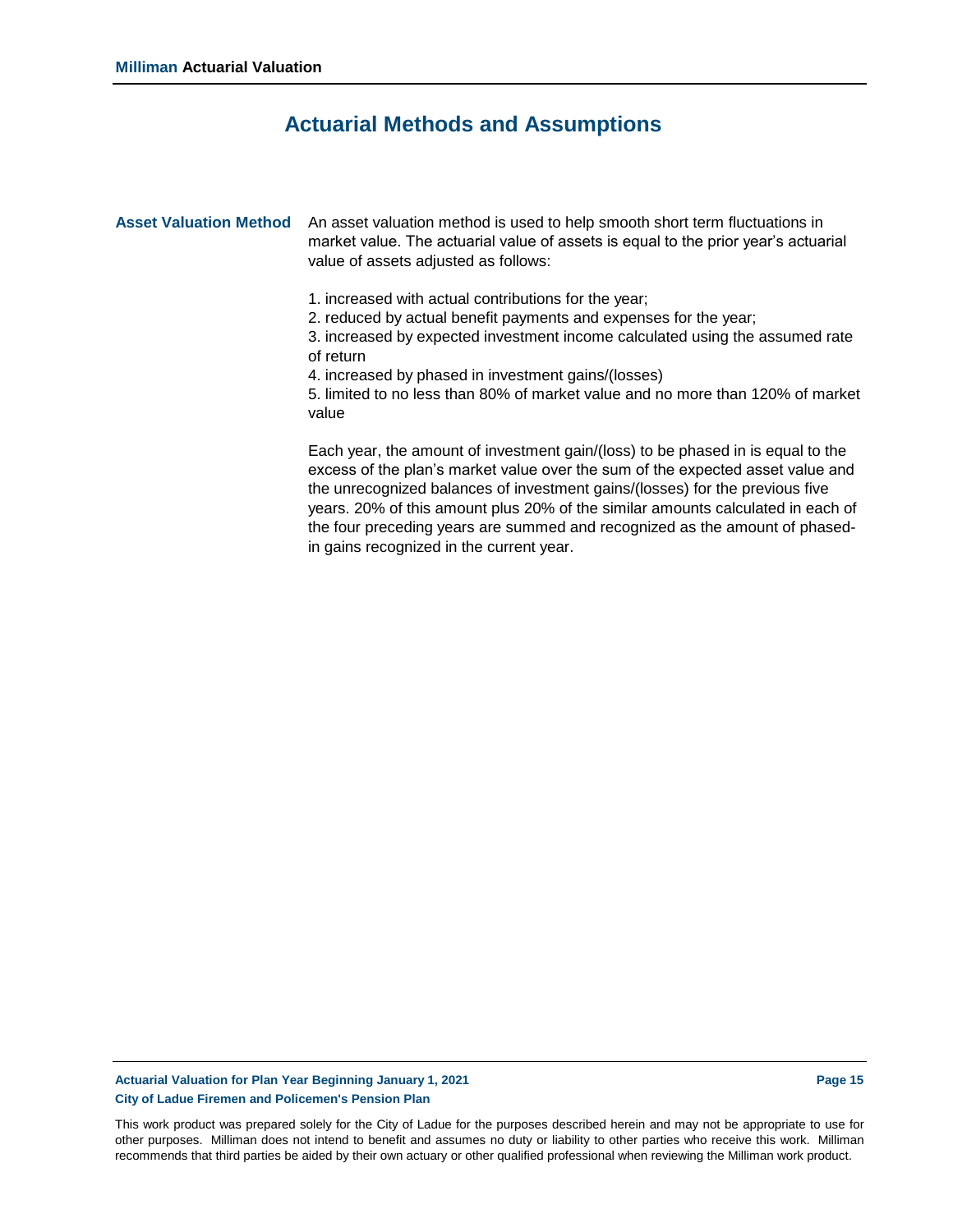# Actuarial Methods and Assumptions

**Asset Valuation Method**

An asset valuation method is used to help smooth short term fluctuations in market value. The actuarial value of assets is equal to the prior year's actuarial value of assets adjusted as follows:

1. increased with actual contributions for the year;
2. reduced by actual benefit payments and expenses for the year;
3. increased by expected investment income calculated using the assumed rate of return
4. increased by phased in investment gains/(losses)
5. limited to no less than 80% of market value and no more than 120% of market value

Each year, the amount of investment gain/(loss) to be phased in is equal to the excess of the plan's market value over the sum of the expected asset value and the unrecognized balances of investment gains/(losses) for the previous five years. 20% of this amount plus 20% of the similar amounts calculated in each of the four preceding years are summed and recognized as the amount of phased-in gains recognized in the current year.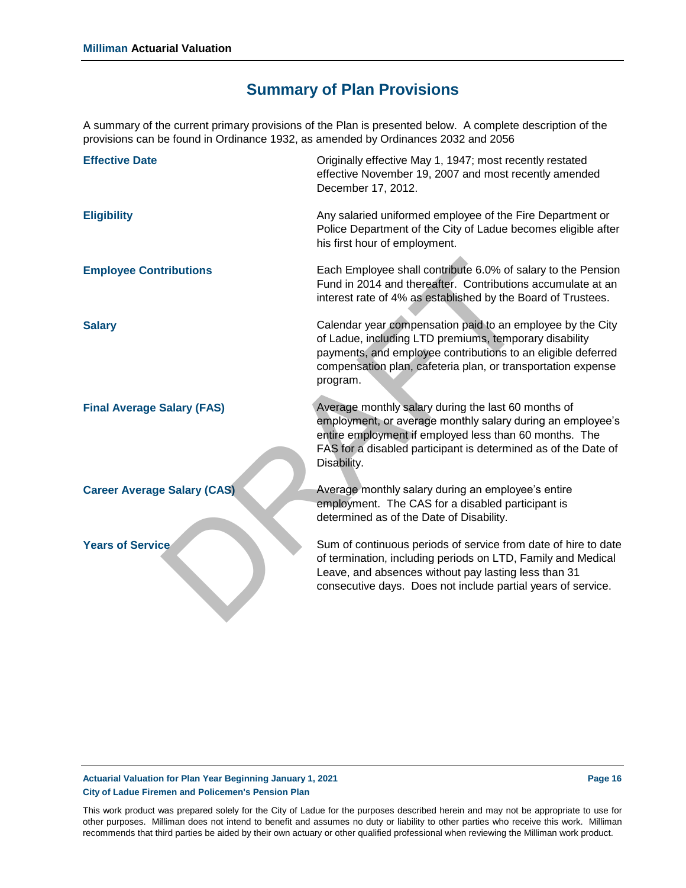## Summary of Plan Provisions

A summary of the current primary provisions of the Plan is presented below. A complete description of the provisions can be found in Ordinance 1932, as amended by Ordinances 2032 and 2056

**Effective Date**

Originally effective May 1, 1947; most recently restated effective November 19, 2007 and most recently amended December 17, 2012.

**Eligibility**

Any salaried uniformed employee of the Fire Department or Police Department of the City of Ladue becomes eligible after his first hour of employment.

**Employee Contributions**

Each Employee shall contribute 6.0% of salary to the Pension Fund in 2014 and thereafter. Contributions accumulate at an interest rate of 4% as established by the Board of Trustees.

**Salary**

Calendar year compensation paid to an employee by the City of Ladue, including LTD premiums, temporary disability payments, and employee contributions to an eligible deferred compensation plan, cafeteria plan, or transportation expense program.

**Final Average Salary (FAS)**

Average monthly salary during the last 60 months of employment, or average monthly salary during an employee's entire employment if employed less than 60 months. The FAS for a disabled participant is determined as of the Date of Disability.

**Career Average Salary (CAS)**

Average monthly salary during an employee's entire employment. The CAS for a disabled participant is determined as of the Date of Disability.

**Years of Service**

Sum of continuous periods of service from date of hire to date of termination, including periods on LTD, Family and Medical Leave, and absences without pay lasting less than 31 consecutive days. Does not include partial years of service.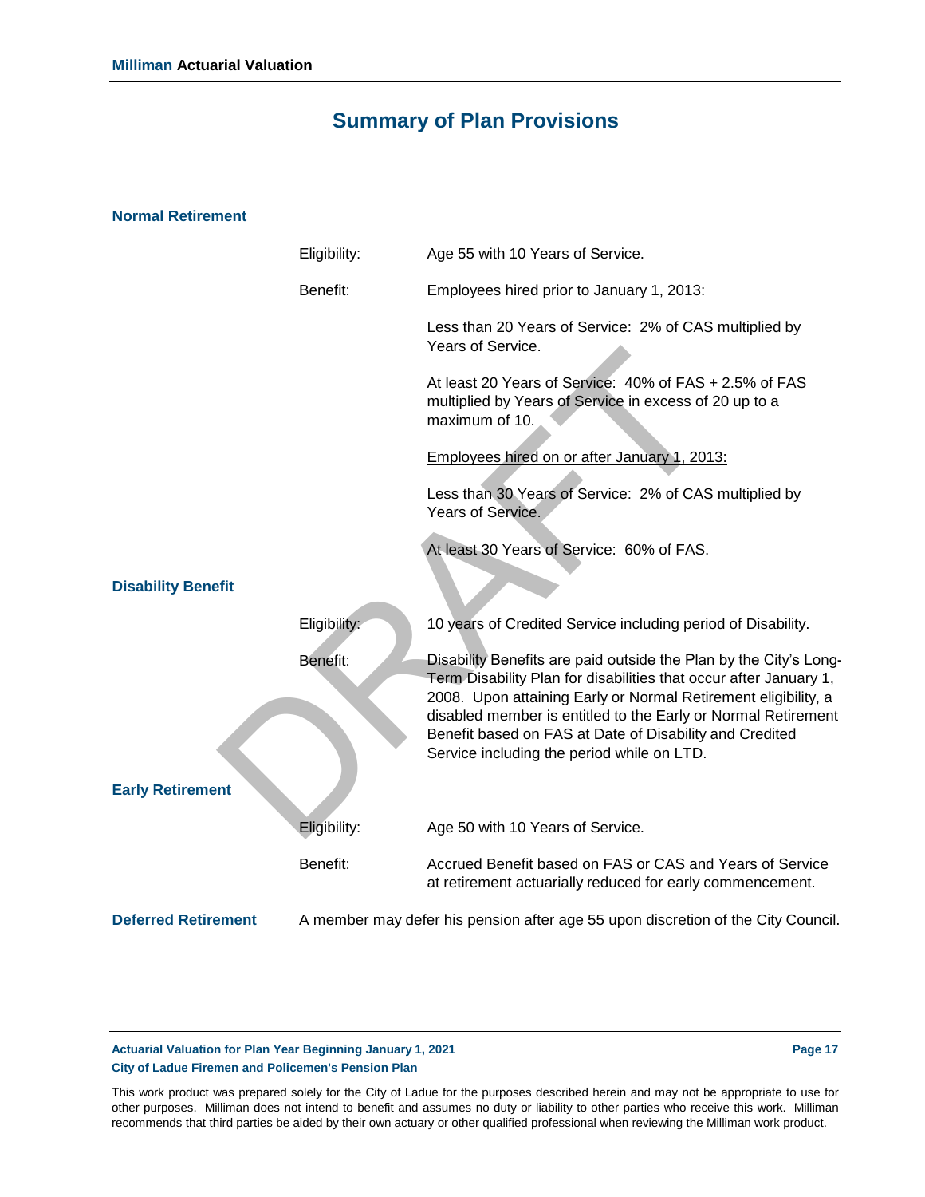# Summary of Plan Provisions

## Normal Retirement

Eligibility: Age 55 with 10 Years of Service.

Benefit:

<u>Employees hired prior to January 1, 2013:</u>

Less than 20 Years of Service: 2% of CAS multiplied by Years of Service.

At least 20 Years of Service: 40% of FAS + 2.5% of FAS multiplied by Years of Service in excess of 20 up to a maximum of 10.

<u>Employees hired on or after January 1, 2013:</u>

Less than 30 Years of Service: 2% of CAS multiplied by Years of Service.

At least 30 Years of Service: 60% of FAS.

## Disability Benefit

Eligibility: 10 years of Credited Service including period of Disability.

Benefit: Disability Benefits are paid outside the Plan by the City's Long-Term Disability Plan for disabilities that occur after January 1, 2008. Upon attaining Early or Normal Retirement eligibility, a disabled member is entitled to the Early or Normal Retirement Benefit based on FAS at Date of Disability and Credited Service including the period while on LTD.

## Early Retirement

Eligibility: Age 50 with 10 Years of Service.

Benefit: Accrued Benefit based on FAS or CAS and Years of Service at retirement actuarially reduced for early commencement.

## Deferred Retirement

A member may defer his pension after age 55 upon discretion of the City Council.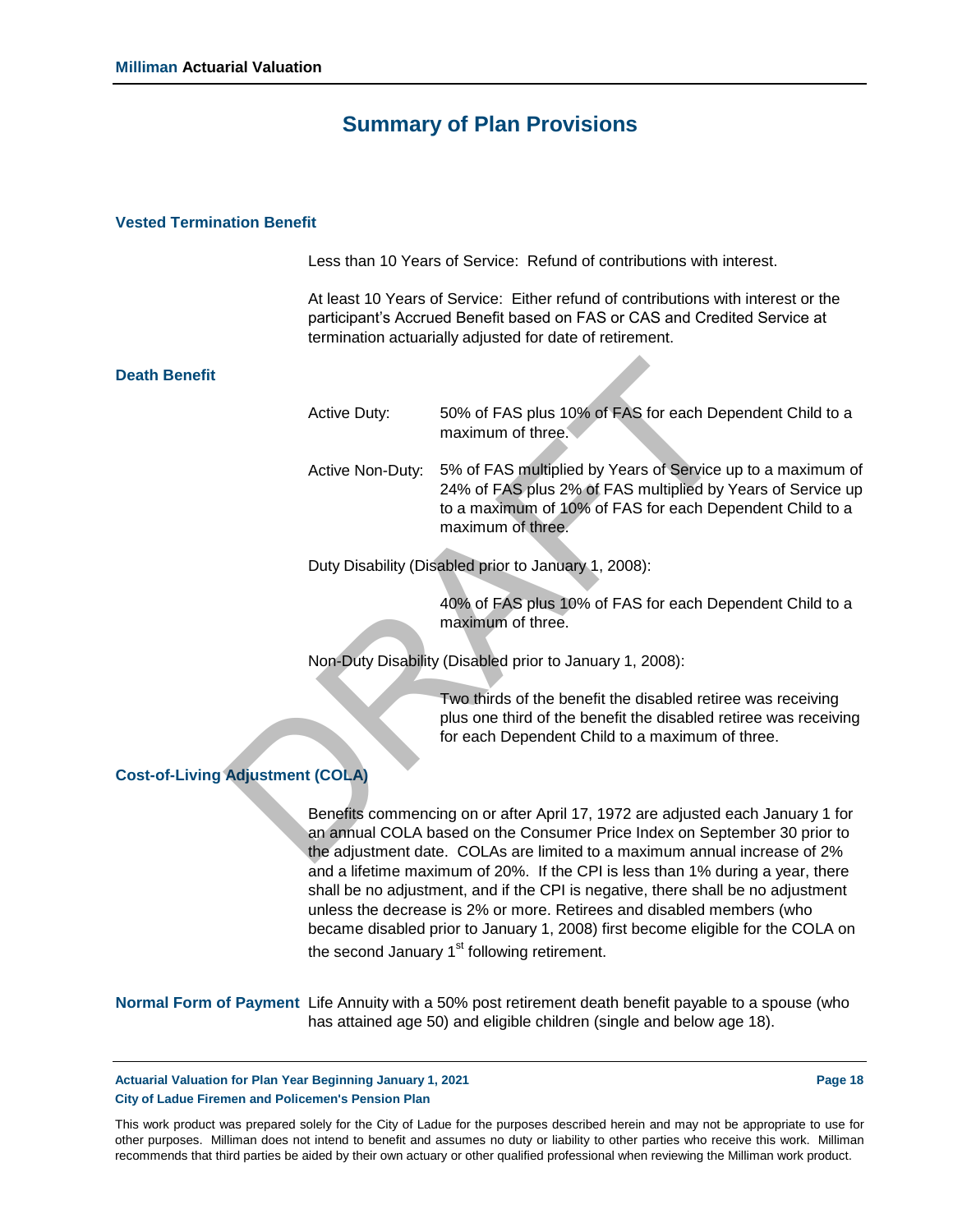# Summary of Plan Provisions

### Vested Termination Benefit

Less than 10 Years of Service: Refund of contributions with interest.

At least 10 Years of Service: Either refund of contributions with interest or the participant's Accrued Benefit based on FAS or CAS and Credited Service at termination actuarially adjusted for date of retirement.

### Death Benefit

Active Duty: 50% of FAS plus 10% of FAS for each Dependent Child to a maximum of three.

Active Non-Duty: 5% of FAS multiplied by Years of Service up to a maximum of 24% of FAS plus 2% of FAS multiplied by Years of Service up to a maximum of 10% of FAS for each Dependent Child to a maximum of three.

Duty Disability (Disabled prior to January 1, 2008):

40% of FAS plus 10% of FAS for each Dependent Child to a maximum of three.

Non-Duty Disability (Disabled prior to January 1, 2008):

Two thirds of the benefit the disabled retiree was receiving plus one third of the benefit the disabled retiree was receiving for each Dependent Child to a maximum of three.

### Cost-of-Living Adjustment (COLA)

Benefits commencing on or after April 17, 1972 are adjusted each January 1 for an annual COLA based on the Consumer Price Index on September 30 prior to the adjustment date. COLAs are limited to a maximum annual increase of 2% and a lifetime maximum of 20%. If the CPI is less than 1% during a year, there shall be no adjustment, and if the CPI is negative, there shall be no adjustment unless the decrease is 2% or more. Retirees and disabled members (who became disabled prior to January 1, 2008) first become eligible for the COLA on the second January 1st following retirement.

### Normal Form of Payment

Life Annuity with a 50% post retirement death benefit payable to a spouse (who has attained age 50) and eligible children (single and below age 18).

This work product was prepared solely for the City of Ladue for the purposes described herein and may not be appropriate to use for other purposes. Milliman does not intend to benefit and assumes no duty or liability to other parties who receive this work. Milliman recommends that third parties be aided by their own actuary or other qualified professional when reviewing the Milliman work product.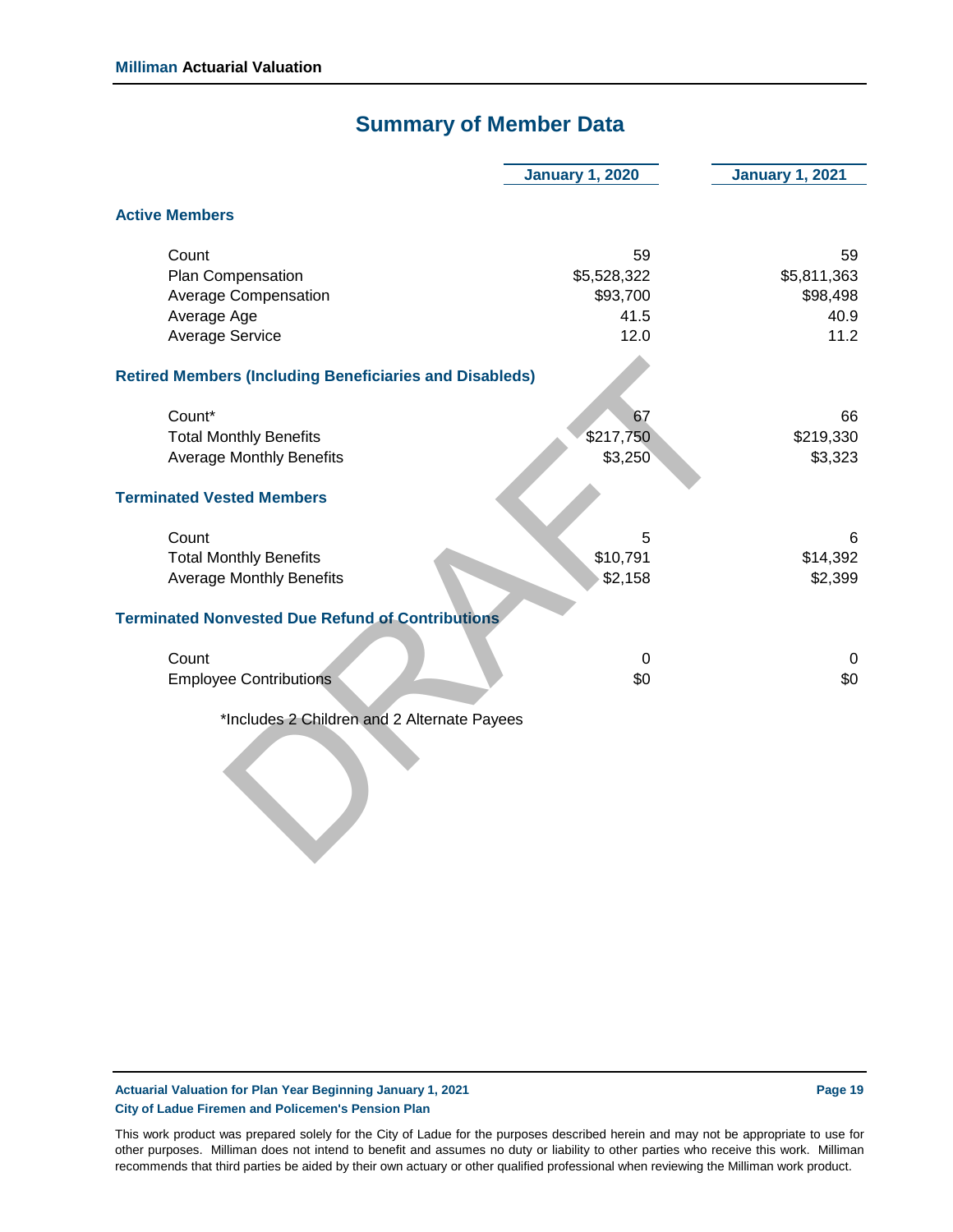# Summary of Member Data

| | January 1, 2020 | January 1, 2021 |
|---|---|---|
| **Active Members** | | |
| Count | 59 | 59 |
| Plan Compensation | $5,528,322 | $5,811,363 |
| Average Compensation | $93,700 | $98,498 |
| Average Age | 41.5 | 40.9 |
| Average Service | 12.0 | 11.2 |
| **Retired Members (Including Beneficiaries and Disableds)** | | |
| Count* | 67 | 66 |
| Total Monthly Benefits | $217,750 | $219,330 |
| Average Monthly Benefits | $3,250 | $3,323 |
| **Terminated Vested Members** | | |
| Count | 5 | 6 |
| Total Monthly Benefits | $10,791 | $14,392 |
| Average Monthly Benefits | $2,158 | $2,399 |
| **Terminated Nonvested Due Refund of Contributions** | | |
| Count | 0 | 0 |
| Employee Contributions | $0 | $0 |

*Includes 2 Children and 2 Alternate Payees

DRAFT

This work product was prepared solely for the City of Ladue for the purposes described herein and may not be appropriate to use for other purposes. Milliman does not intend to benefit and assumes no duty or liability to other parties who receive this work. Milliman recommends that third parties be aided by their own actuary or other qualified professional when reviewing the Milliman work product.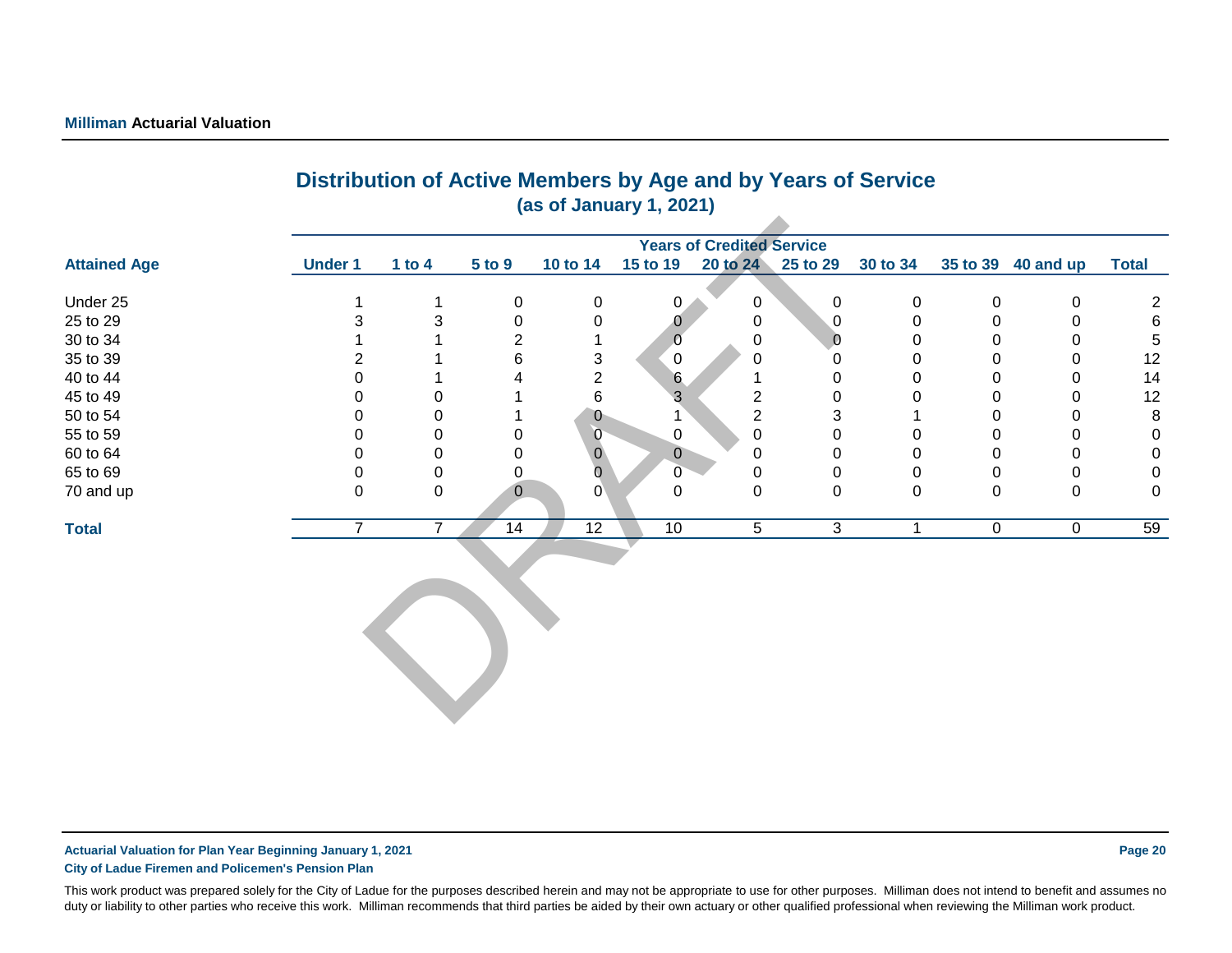## Distribution of Active Members by Age and by Years of Service

**(as of January 1, 2021)**

| Attained Age | Years of Credited Service | | | | | | | | | | |
|---|---|---|---|---|---|---|---|---|---|---|---|
| | Under 1 | 1 to 4 | 5 to 9 | 10 to 14 | 15 to 19 | 20 to 24 | 25 to 29 | 30 to 34 | 35 to 39 | 40 and up | Total |
| Under 25 | 1 | 1 | 0 | 0 | 0 | 0 | 0 | 0 | 0 | 0 | 2 |
| 25 to 29 | 3 | 3 | 0 | 0 | 0 | 0 | 0 | 0 | 0 | 0 | 6 |
| 30 to 34 | 1 | 1 | 2 | 1 | 0 | 0 | 0 | 0 | 0 | 0 | 5 |
| 35 to 39 | 2 | 1 | 6 | 3 | 0 | 0 | 0 | 0 | 0 | 0 | 12 |
| 40 to 44 | 0 | 1 | 4 | 2 | 6 | 1 | 0 | 0 | 0 | 0 | 14 |
| 45 to 49 | 0 | 0 | 1 | 6 | 3 | 2 | 0 | 0 | 0 | 0 | 12 |
| 50 to 54 | 0 | 0 | 1 | 0 | 1 | 2 | 3 | 1 | 0 | 0 | 8 |
| 55 to 59 | 0 | 0 | 0 | 0 | 0 | 0 | 0 | 0 | 0 | 0 | 0 |
| 60 to 64 | 0 | 0 | 0 | 0 | 0 | 0 | 0 | 0 | 0 | 0 | 0 |
| 65 to 69 | 0 | 0 | 0 | 0 | 0 | 0 | 0 | 0 | 0 | 0 | 0 |
| 70 and up | 0 | 0 | 0 | 0 | 0 | 0 | 0 | 0 | 0 | 0 | 0 |
| **Total** | 7 | 7 | 14 | 12 | 10 | 5 | 3 | 1 | 0 | 0 | 59 |

DRAFT

This work product was prepared solely for the City of Ladue for the purposes described herein and may not be appropriate to use for other purposes. Milliman does not intend to benefit and assumes no duty or liability to other parties who receive this work. Milliman recommends that third parties be aided by their own actuary or other qualified professional when reviewing the Milliman work product.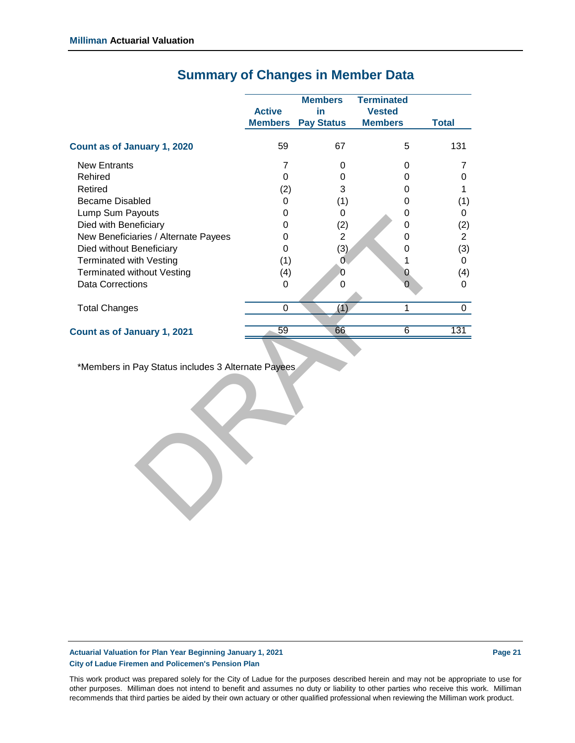## Summary of Changes in Member Data

| | Active Members | Members in Pay Status | Terminated Vested Members | Total |
|---|---|---|---|---|
| **Count as of January 1, 2020** | 59 | 67 | 5 | 131 |
| New Entrants | 7 | 0 | 0 | 7 |
| Rehired | 0 | 0 | 0 | 0 |
| Retired | (2) | 3 | 0 | 1 |
| Became Disabled | 0 | (1) | 0 | (1) |
| Lump Sum Payouts | 0 | 0 | 0 | 0 |
| Died with Beneficiary | 0 | (2) | 0 | (2) |
| New Beneficiaries / Alternate Payees | 0 | 2 | 0 | 2 |
| Died without Beneficiary | 0 | (3) | 0 | (3) |
| Terminated with Vesting | (1) | 0 | 1 | 0 |
| Terminated without Vesting | (4) | 0 | 0 | (4) |
| Data Corrections | 0 | 0 | 0 | 0 |
| Total Changes | 0 | (1) | 1 | 0 |
| **Count as of January 1, 2021** | 59 | 66 | 6 | 131 |

*Members in Pay Status includes 3 Alternate Payees

This work product was prepared solely for the City of Ladue for the purposes described herein and may not be appropriate to use for other purposes. Milliman does not intend to benefit and assumes no duty or liability to other parties who receive this work. Milliman recommends that third parties be aided by their own actuary or other qualified professional when reviewing the Milliman work product.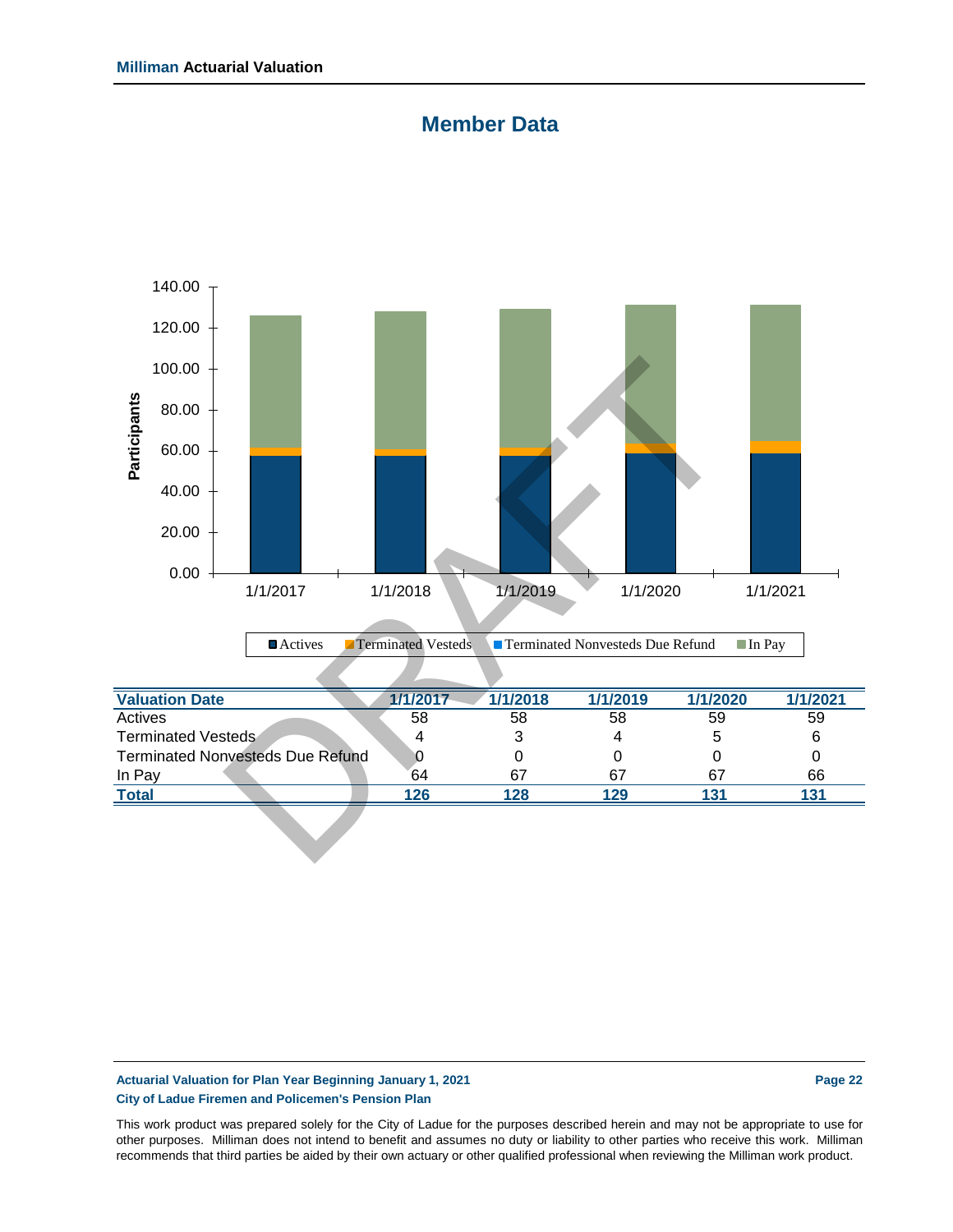# Member Data

| Valuation Date | 1/1/2017 | 1/1/2018 | 1/1/2019 | 1/1/2020 | 1/1/2021 |
|---|---|---|---|---|---|
| Actives | 58 | 58 | 58 | 59 | 59 |
| Terminated Vesteds | 4 | 3 | 4 | 5 | 6 |
| Terminated Nonvesteds Due Refund | 0 | 0 | 0 | 0 | 0 |
| In Pay | 64 | 67 | 67 | 67 | 66 |
| **Total** | **126** | **128** | **129** | **131** | **131** |

This work product was prepared solely for the City of Ladue for the purposes described herein and may not be appropriate to use for other purposes. Milliman does not intend to benefit and assumes no duty or liability to other parties who receive this work. Milliman recommends that third parties be aided by their own actuary or other qualified professional when reviewing the Milliman work product.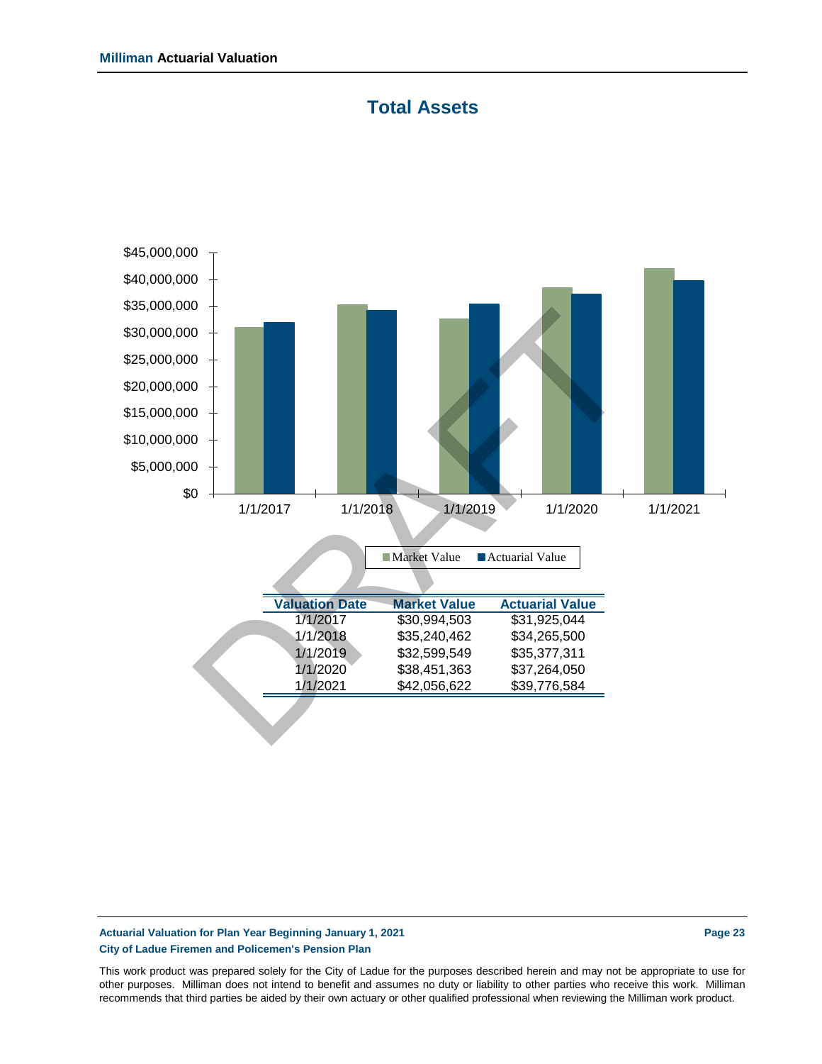# Total Assets

| Valuation Date | Market Value | Actuarial Value |
|---|---|---|
| 1/1/2017 | $30,994,503 | $31,925,044 |
| 1/1/2018 | $35,240,462 | $34,265,500 |
| 1/1/2019 | $32,599,549 | $35,377,311 |
| 1/1/2020 | $38,451,363 | $37,264,050 |
| 1/1/2021 | $42,056,622 | $39,776,584 |

This work product was prepared solely for the City of Ladue for the purposes described herein and may not be appropriate to use for other purposes. Milliman does not intend to benefit and assumes no duty or liability to other parties who receive this work. Milliman recommends that third parties be aided by their own actuary or other qualified professional when reviewing the Milliman work product.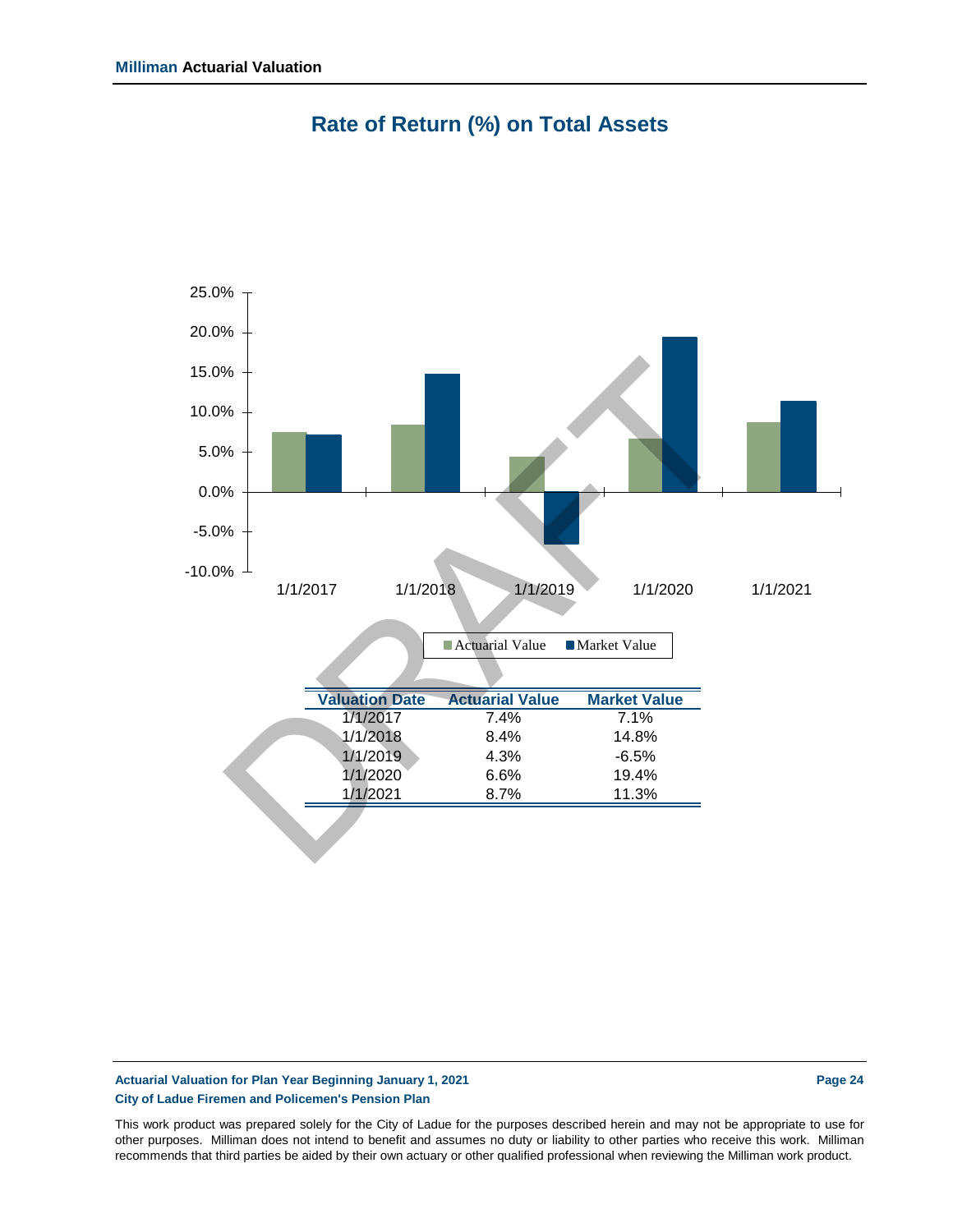# Rate of Return (%) on Total Assets

| Valuation Date | Actuarial Value | Market Value |
|---|---|---|
| 1/1/2017 | 7.4% | 7.1% |
| 1/1/2018 | 8.4% | 14.8% |
| 1/1/2019 | 4.3% | -6.5% |
| 1/1/2020 | 6.6% | 19.4% |
| 1/1/2021 | 8.7% | 11.3% |

This work product was prepared solely for the City of Ladue for the purposes described herein and may not be appropriate to use for other purposes. Milliman does not intend to benefit and assumes no duty or liability to other parties who receive this work. Milliman recommends that third parties be aided by their own actuary or other qualified professional when reviewing the Milliman work product.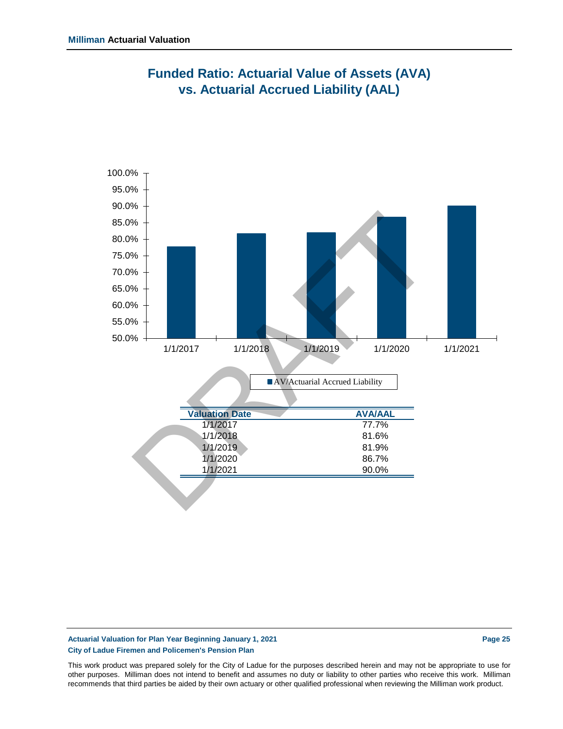# Funded Ratio: Actuarial Value of Assets (AVA) vs. Actuarial Accrued Liability (AAL)

100.0%
95.0%
90.0%
85.0%
80.0%
75.0%
70.0%
65.0%
60.0%
55.0%
50.0%

1/1/2017 1/1/2018 1/1/2019 1/1/2020 1/1/2021

AV/Actuarial Accrued Liability

| Valuation Date | AVA/AAL |
|---|---|
| 1/1/2017 | 77.7% |
| 1/1/2018 | 81.6% |
| 1/1/2019 | 81.9% |
| 1/1/2020 | 86.7% |
| 1/1/2021 | 90.0% |

DRAFT

This work product was prepared solely for the City of Ladue for the purposes described herein and may not be appropriate to use for other purposes. Milliman does not intend to benefit and assumes no duty or liability to other parties who receive this work. Milliman recommends that third parties be aided by their own actuary or other qualified professional when reviewing the Milliman work product.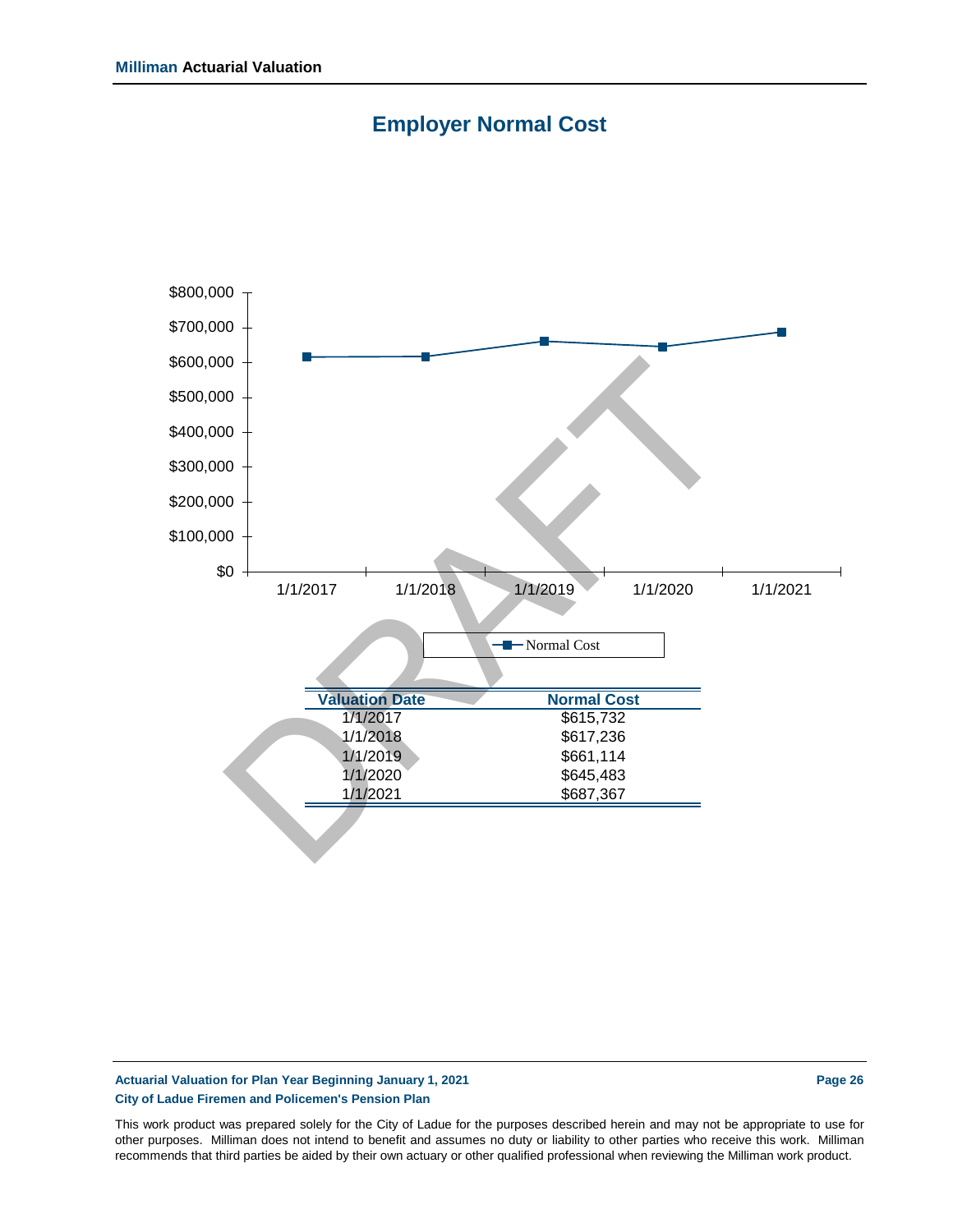# Employer Normal Cost

| Valuation Date | Normal Cost |
|---|---|
| 1/1/2017 | $615,732 |
| 1/1/2018 | $617,236 |
| 1/1/2019 | $661,114 |
| 1/1/2020 | $645,483 |
| 1/1/2021 | $687,367 |

This work product was prepared solely for the City of Ladue for the purposes described herein and may not be appropriate to use for other purposes. Milliman does not intend to benefit and assumes no duty or liability to other parties who receive this work. Milliman recommends that third parties be aided by their own actuary or other qualified professional when reviewing the Milliman work product.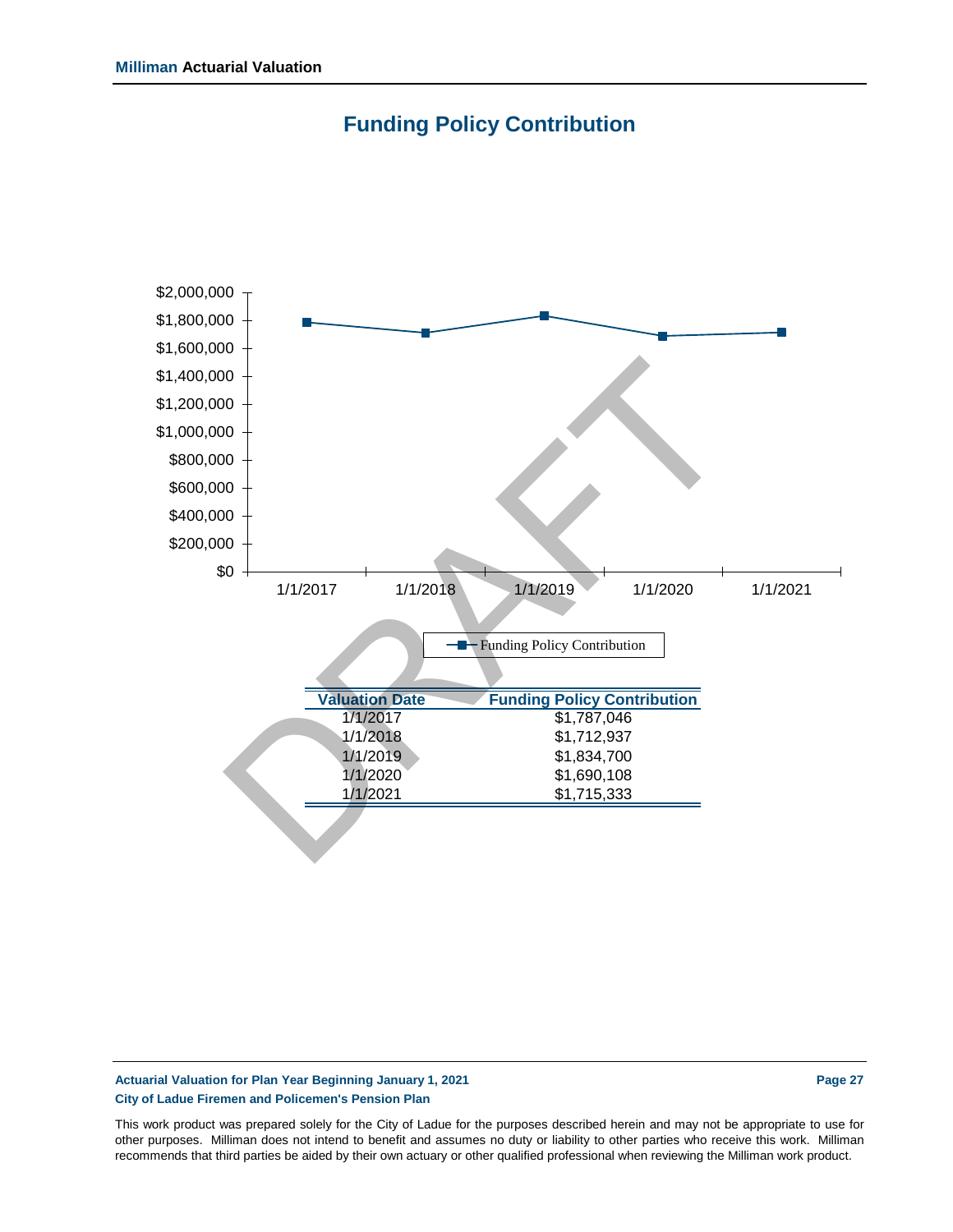# Funding Policy Contribution

| Valuation Date | Funding Policy Contribution |
|---|---|
| 1/1/2017 | $1,787,046 |
| 1/1/2018 | $1,712,937 |
| 1/1/2019 | $1,834,700 |
| 1/1/2020 | $1,690,108 |
| 1/1/2021 | $1,715,333 |

This work product was prepared solely for the City of Ladue for the purposes described herein and may not be appropriate to use for other purposes. Milliman does not intend to benefit and assumes no duty or liability to other parties who receive this work. Milliman recommends that third parties be aided by their own actuary or other qualified professional when reviewing the Milliman work product.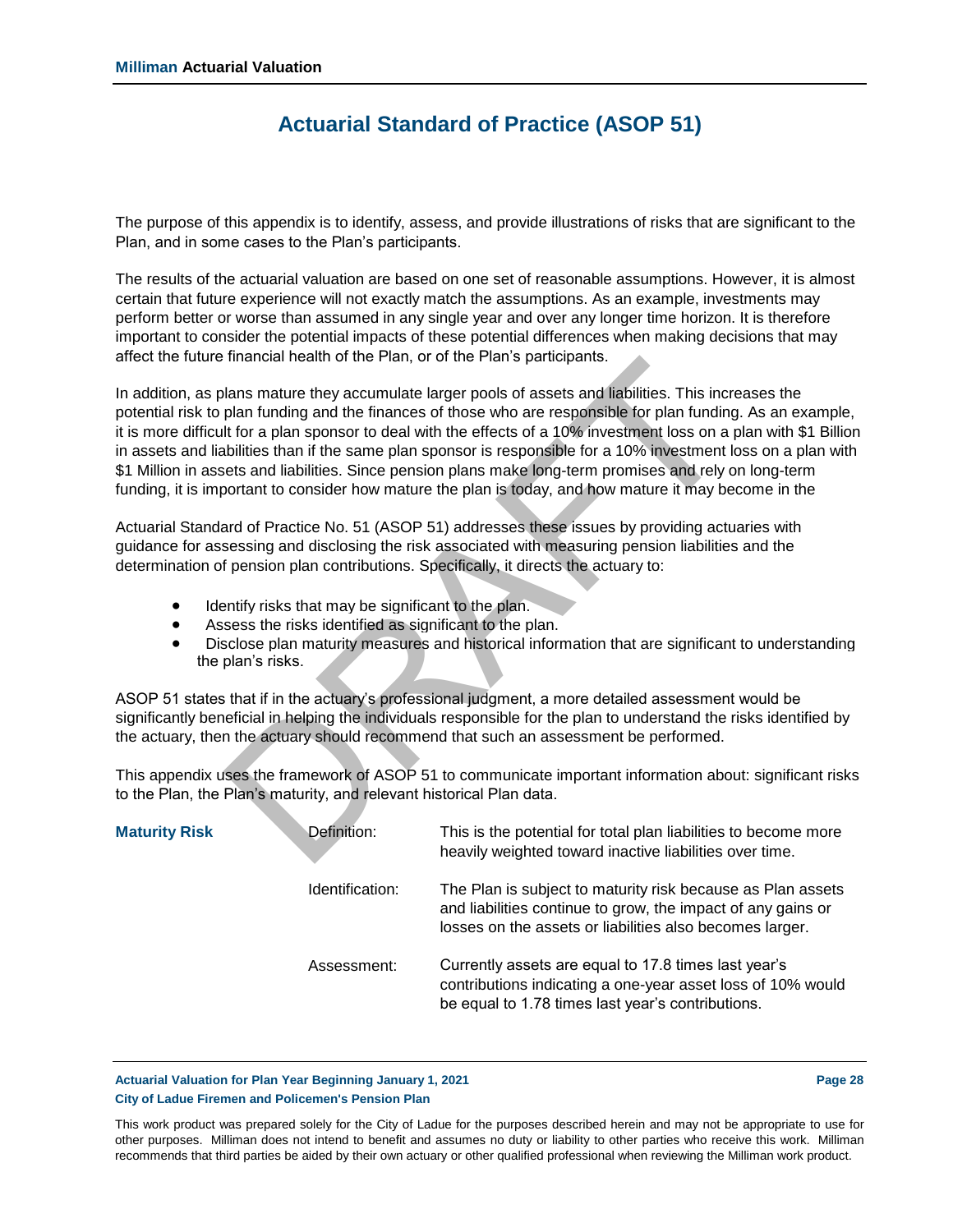# Actuarial Standard of Practice (ASOP 51)

The purpose of this appendix is to identify, assess, and provide illustrations of risks that are significant to the Plan, and in some cases to the Plan's participants.

The results of the actuarial valuation are based on one set of reasonable assumptions. However, it is almost certain that future experience will not exactly match the assumptions. As an example, investments may perform better or worse than assumed in any single year and over any longer time horizon. It is therefore important to consider the potential impacts of these potential differences when making decisions that may affect the future financial health of the Plan, or of the Plan's participants.

In addition, as plans mature they accumulate larger pools of assets and liabilities. This increases the potential risk to plan funding and the finances of those who are responsible for plan funding. As an example, it is more difficult for a plan sponsor to deal with the effects of a 10% investment loss on a plan with $1 Billion in assets and liabilities than if the same plan sponsor is responsible for a 10% investment loss on a plan with $1 Million in assets and liabilities. Since pension plans make long-term promises and rely on long-term funding, it is important to consider how mature the plan is today, and how mature it may become in the

Actuarial Standard of Practice No. 51 (ASOP 51) addresses these issues by providing actuaries with guidance for assessing and disclosing the risk associated with measuring pension liabilities and the determination of pension plan contributions. Specifically, it directs the actuary to:

- Identify risks that may be significant to the plan.
- Assess the risks identified as significant to the plan.
- Disclose plan maturity measures and historical information that are significant to understanding the plan's risks.

ASOP 51 states that if in the actuary's professional judgment, a more detailed assessment would be significantly beneficial in helping the individuals responsible for the plan to understand the risks identified by the actuary, then the actuary should recommend that such an assessment be performed.

This appendix uses the framework of ASOP 51 to communicate important information about: significant risks to the Plan, the Plan's maturity, and relevant historical Plan data.

**Maturity Risk**

| | | |
|---|---|---|
| **Maturity Risk** | Definition: | This is the potential for total plan liabilities to become more heavily weighted toward inactive liabilities over time. |
| | Identification: | The Plan is subject to maturity risk because as Plan assets and liabilities continue to grow, the impact of any gains or losses on the assets or liabilities also becomes larger. |
| | Assessment: | Currently assets are equal to 17.8 times last year's contributions indicating a one-year asset loss of 10% would be equal to 1.78 times last year's contributions. |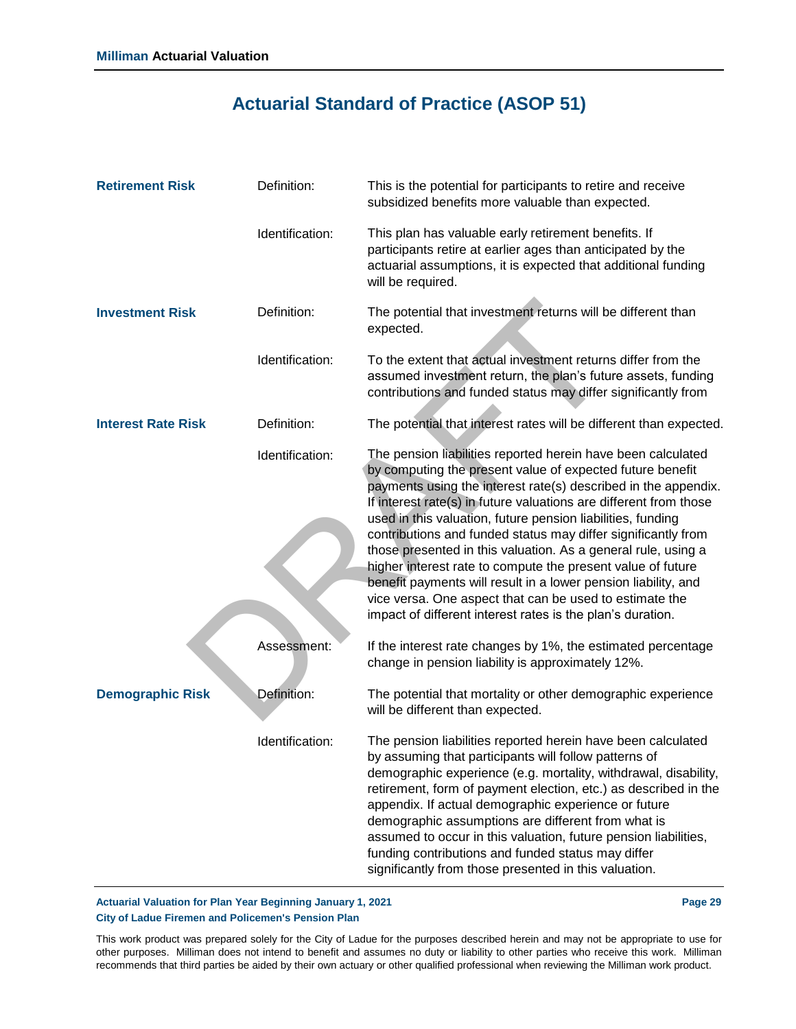# Actuarial Standard of Practice (ASOP 51)

| | | |
|---|---|---|
| **Retirement Risk** | Definition: | This is the potential for participants to retire and receive subsidized benefits more valuable than expected. |
| | Identification: | This plan has valuable early retirement benefits. If participants retire at earlier ages than anticipated by the actuarial assumptions, it is expected that additional funding will be required. |
| **Investment Risk** | Definition: | The potential that investment returns will be different than expected. |
| | Identification: | To the extent that actual investment returns differ from the assumed investment return, the plan's future assets, funding contributions and funded status may differ significantly from |
| **Interest Rate Risk** | Definition: | The potential that interest rates will be different than expected. |
| | Identification: | The pension liabilities reported herein have been calculated by computing the present value of expected future benefit payments using the interest rate(s) described in the appendix. If interest rate(s) in future valuations are different from those used in this valuation, future pension liabilities, funding contributions and funded status may differ significantly from those presented in this valuation. As a general rule, using a higher interest rate to compute the present value of future benefit payments will result in a lower pension liability, and vice versa. One aspect that can be used to estimate the impact of different interest rates is the plan's duration. |
| | Assessment: | If the interest rate changes by 1%, the estimated percentage change in pension liability is approximately 12%. |
| **Demographic Risk** | Definition: | The potential that mortality or other demographic experience will be different than expected. |
| | Identification: | The pension liabilities reported herein have been calculated by assuming that participants will follow patterns of demographic experience (e.g. mortality, withdrawal, disability, retirement, form of payment election, etc.) as described in the appendix. If actual demographic experience or future demographic assumptions are different from what is assumed to occur in this valuation, future pension liabilities, funding contributions and funded status may differ significantly from those presented in this valuation. |

This work product was prepared solely for the City of Ladue for the purposes described herein and may not be appropriate to use for other purposes. Milliman does not intend to benefit and assumes no duty or liability to other parties who receive this work. Milliman recommends that third parties be aided by their own actuary or other qualified professional when reviewing the Milliman work product.